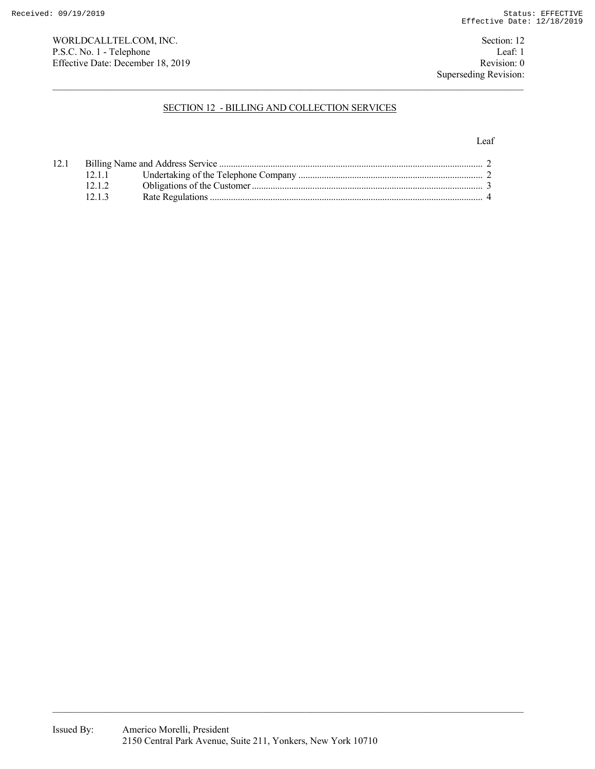WORLDCALLTEL.COM, INC.
P.S.C. No. 1 - Telephone
Effective Date: December 18, 2019

Section: 12
Leaf: 1
Revision: 0
Superseding Revision:

## SECTION 12 - BILLING AND COLLECTION SERVICES

| | | | Leaf |
|---|---|---|---|
| 12.1 | Billing Name and Address Service | | 2 |
| | 12.1.1 | Undertaking of the Telephone Company | 2 |
| | 12.1.2 | Obligations of the Customer | 3 |
| | 12.1.3 | Rate Regulations | 4 |

Issued By: Americo Morelli, President
2150 Central Park Avenue, Suite 211, Yonkers, New York 10710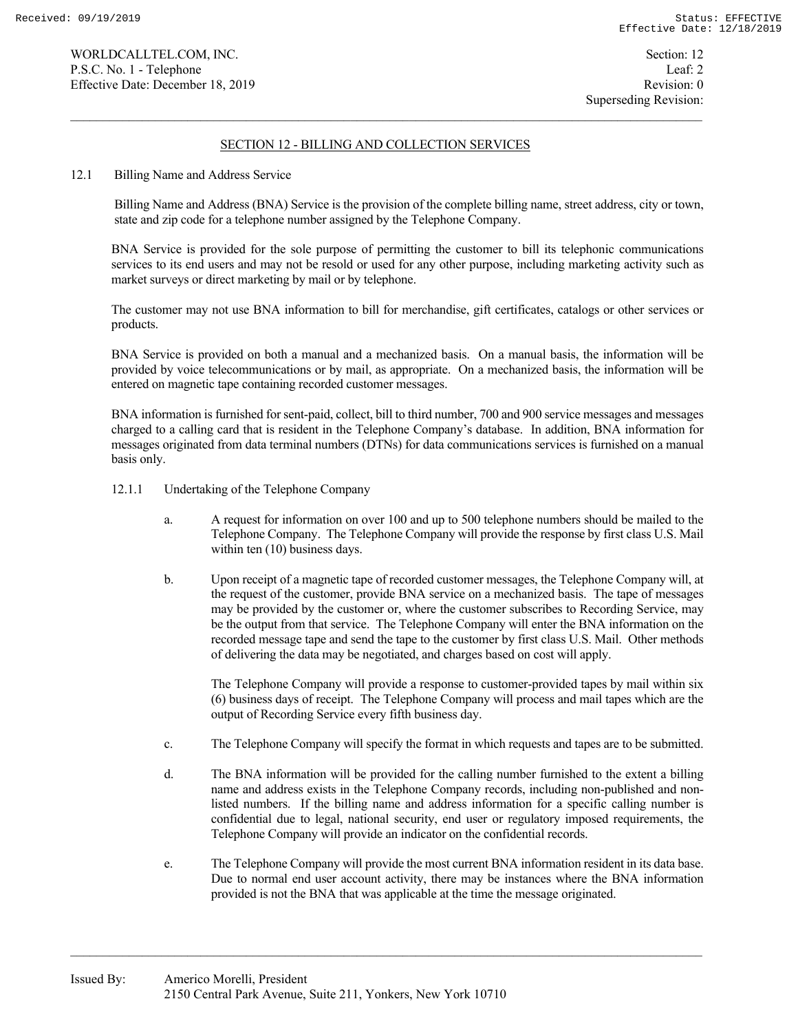## SECTION 12 - BILLING AND COLLECTION SERVICES

12.1 Billing Name and Address Service

Billing Name and Address (BNA) Service is the provision of the complete billing name, street address, city or town, state and zip code for a telephone number assigned by the Telephone Company.

BNA Service is provided for the sole purpose of permitting the customer to bill its telephonic communications services to its end users and may not be resold or used for any other purpose, including marketing activity such as market surveys or direct marketing by mail or by telephone.

The customer may not use BNA information to bill for merchandise, gift certificates, catalogs or other services or products.

BNA Service is provided on both a manual and a mechanized basis. On a manual basis, the information will be provided by voice telecommunications or by mail, as appropriate. On a mechanized basis, the information will be entered on magnetic tape containing recorded customer messages.

BNA information is furnished for sent-paid, collect, bill to third number, 700 and 900 service messages and messages charged to a calling card that is resident in the Telephone Company's database. In addition, BNA information for messages originated from data terminal numbers (DTNs) for data communications services is furnished on a manual basis only.

12.1.1 Undertaking of the Telephone Company

a. A request for information on over 100 and up to 500 telephone numbers should be mailed to the Telephone Company. The Telephone Company will provide the response by first class U.S. Mail within ten (10) business days.

b. Upon receipt of a magnetic tape of recorded customer messages, the Telephone Company will, at the request of the customer, provide BNA service on a mechanized basis. The tape of messages may be provided by the customer or, where the customer subscribes to Recording Service, may be the output from that service. The Telephone Company will enter the BNA information on the recorded message tape and send the tape to the customer by first class U.S. Mail. Other methods of delivering the data may be negotiated, and charges based on cost will apply.

The Telephone Company will provide a response to customer-provided tapes by mail within six (6) business days of receipt. The Telephone Company will process and mail tapes which are the output of Recording Service every fifth business day.

c. The Telephone Company will specify the format in which requests and tapes are to be submitted.

d. The BNA information will be provided for the calling number furnished to the extent a billing name and address exists in the Telephone Company records, including non-published and non-listed numbers. If the billing name and address information for a specific calling number is confidential due to legal, national security, end user or regulatory imposed requirements, the Telephone Company will provide an indicator on the confidential records.

e. The Telephone Company will provide the most current BNA information resident in its data base. Due to normal end user account activity, there may be instances where the BNA information provided is not the BNA that was applicable at the time the message originated.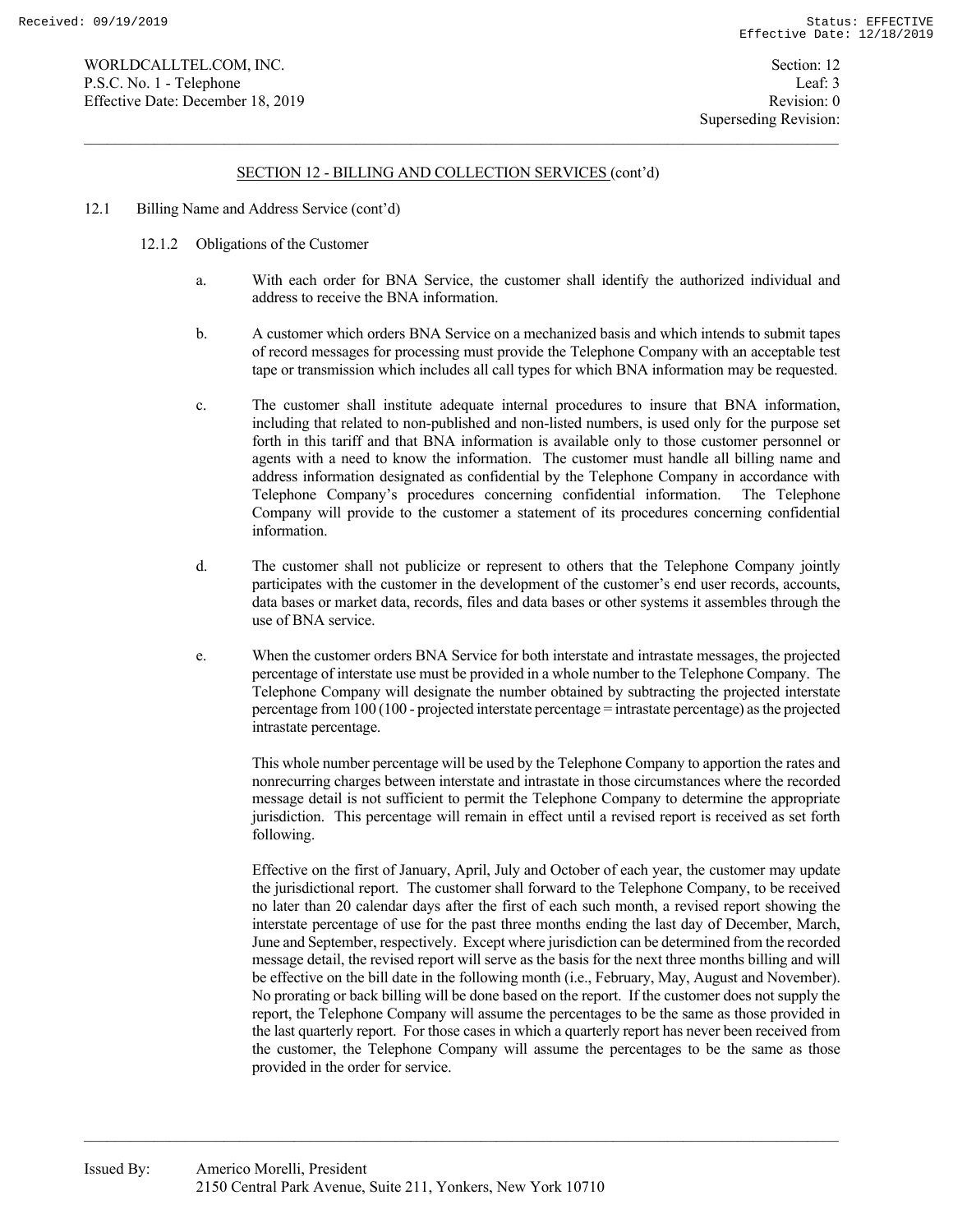## SECTION 12 - BILLING AND COLLECTION SERVICES (cont'd)

12.1 Billing Name and Address Service (cont'd)

12.1.2 Obligations of the Customer

a. With each order for BNA Service, the customer shall identify the authorized individual and address to receive the BNA information.

b. A customer which orders BNA Service on a mechanized basis and which intends to submit tapes of record messages for processing must provide the Telephone Company with an acceptable test tape or transmission which includes all call types for which BNA information may be requested.

c. The customer shall institute adequate internal procedures to insure that BNA information, including that related to non-published and non-listed numbers, is used only for the purpose set forth in this tariff and that BNA information is available only to those customer personnel or agents with a need to know the information. The customer must handle all billing name and address information designated as confidential by the Telephone Company in accordance with Telephone Company's procedures concerning confidential information. The Telephone Company will provide to the customer a statement of its procedures concerning confidential information.

d. The customer shall not publicize or represent to others that the Telephone Company jointly participates with the customer in the development of the customer's end user records, accounts, data bases or market data, records, files and data bases or other systems it assembles through the use of BNA service.

e. When the customer orders BNA Service for both interstate and intrastate messages, the projected percentage of interstate use must be provided in a whole number to the Telephone Company. The Telephone Company will designate the number obtained by subtracting the projected interstate percentage from 100 (100 - projected interstate percentage = intrastate percentage) as the projected intrastate percentage.

This whole number percentage will be used by the Telephone Company to apportion the rates and nonrecurring charges between interstate and intrastate in those circumstances where the recorded message detail is not sufficient to permit the Telephone Company to determine the appropriate jurisdiction. This percentage will remain in effect until a revised report is received as set forth following.

Effective on the first of January, April, July and October of each year, the customer may update the jurisdictional report. The customer shall forward to the Telephone Company, to be received no later than 20 calendar days after the first of each such month, a revised report showing the interstate percentage of use for the past three months ending the last day of December, March, June and September, respectively. Except where jurisdiction can be determined from the recorded message detail, the revised report will serve as the basis for the next three months billing and will be effective on the bill date in the following month (i.e., February, May, August and November). No prorating or back billing will be done based on the report. If the customer does not supply the report, the Telephone Company will assume the percentages to be the same as those provided in the last quarterly report. For those cases in which a quarterly report has never been received from the customer, the Telephone Company will assume the percentages to be the same as those provided in the order for service.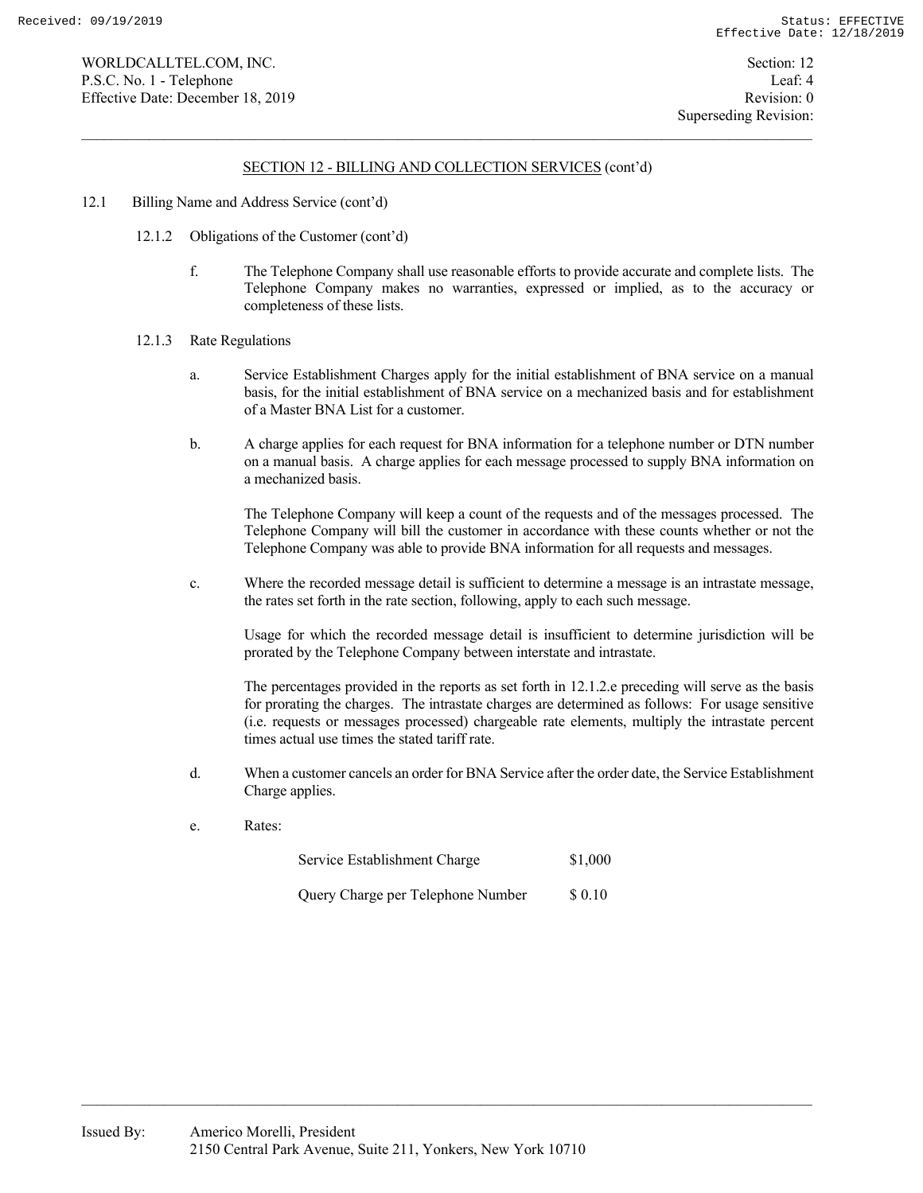## SECTION 12 - BILLING AND COLLECTION SERVICES (cont'd)

12.1 Billing Name and Address Service (cont'd)

12.1.2 Obligations of the Customer (cont'd)

f. The Telephone Company shall use reasonable efforts to provide accurate and complete lists. The Telephone Company makes no warranties, expressed or implied, as to the accuracy or completeness of these lists.

12.1.3 Rate Regulations

a. Service Establishment Charges apply for the initial establishment of BNA service on a manual basis, for the initial establishment of BNA service on a mechanized basis and for establishment of a Master BNA List for a customer.

b. A charge applies for each request for BNA information for a telephone number or DTN number on a manual basis. A charge applies for each message processed to supply BNA information on a mechanized basis.

The Telephone Company will keep a count of the requests and of the messages processed. The Telephone Company will bill the customer in accordance with these counts whether or not the Telephone Company was able to provide BNA information for all requests and messages.

c. Where the recorded message detail is sufficient to determine a message is an intrastate message, the rates set forth in the rate section, following, apply to each such message.

Usage for which the recorded message detail is insufficient to determine jurisdiction will be prorated by the Telephone Company between interstate and intrastate.

The percentages provided in the reports as set forth in 12.1.2.e preceding will serve as the basis for prorating the charges. The intrastate charges are determined as follows: For usage sensitive (i.e. requests or messages processed) chargeable rate elements, multiply the intrastate percent times actual use times the stated tariff rate.

d. When a customer cancels an order for BNA Service after the order date, the Service Establishment Charge applies.

e. Rates:

| | |
|---|---|
| Service Establishment Charge | $1,000 |
| Query Charge per Telephone Number | $ 0.10 |

Issued By: Americo Morelli, President
2150 Central Park Avenue, Suite 211, Yonkers, New York 10710